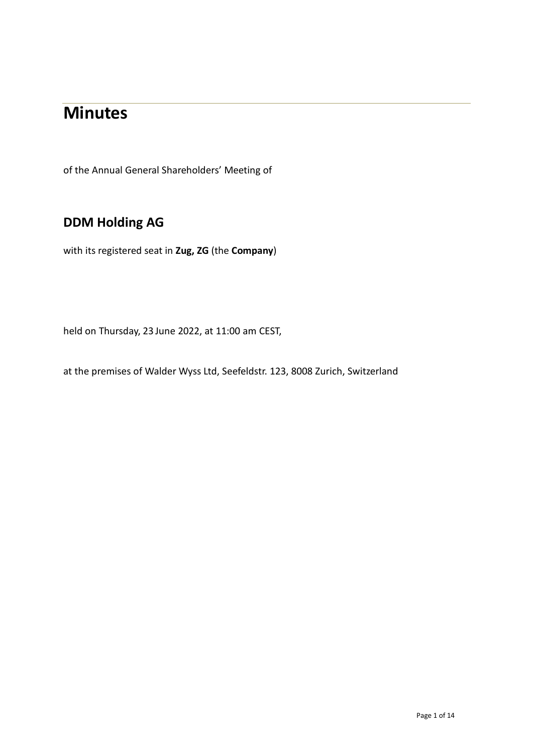# Minutes

of the Annual General Shareholders' Meeting of

## DDM Holding AG

with its registered seat in **Zug, ZG** (the **Company**)

held on Thursday, 23 June 2022, at 11:00 am CEST,

at the premises of Walder Wyss Ltd, Seefeldstr. 123, 8008 Zurich, Switzerland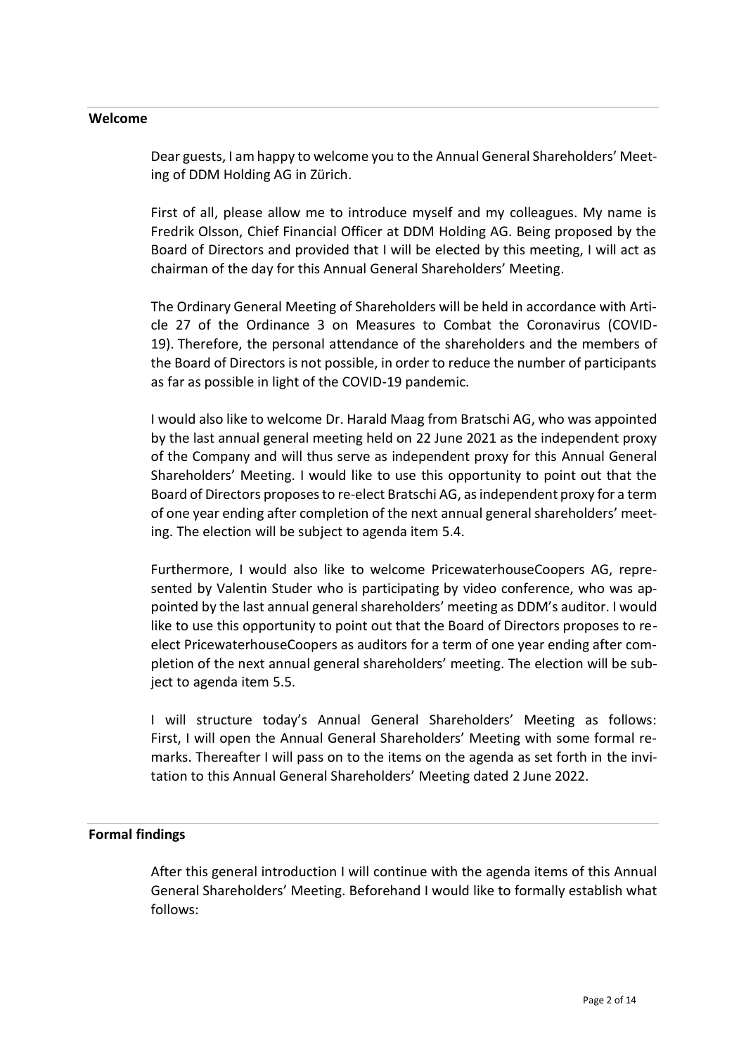## Welcome

Dear guests, I am happy to welcome you to the Annual General Shareholders' Meeting of DDM Holding AG in Zürich.

First of all, please allow me to introduce myself and my colleagues. My name is Fredrik Olsson, Chief Financial Officer at DDM Holding AG. Being proposed by the Board of Directors and provided that I will be elected by this meeting, I will act as chairman of the day for this Annual General Shareholders' Meeting.

The Ordinary General Meeting of Shareholders will be held in accordance with Article 27 of the Ordinance 3 on Measures to Combat the Coronavirus (COVID-19). Therefore, the personal attendance of the shareholders and the members of the Board of Directors is not possible, in order to reduce the number of participants as far as possible in light of the COVID-19 pandemic.

I would also like to welcome Dr. Harald Maag from Bratschi AG, who was appointed by the last annual general meeting held on 22 June 2021 as the independent proxy of the Company and will thus serve as independent proxy for this Annual General Shareholders' Meeting. I would like to use this opportunity to point out that the Board of Directors proposes to re-elect Bratschi AG, as independent proxy for a term of one year ending after completion of the next annual general shareholders' meeting. The election will be subject to agenda item 5.4.

Furthermore, I would also like to welcome PricewaterhouseCoopers AG, represented by Valentin Studer who is participating by video conference, who was appointed by the last annual general shareholders' meeting as DDM's auditor. I would like to use this opportunity to point out that the Board of Directors proposes to re-elect PricewaterhouseCoopers as auditors for a term of one year ending after completion of the next annual general shareholders' meeting. The election will be subject to agenda item 5.5.

I will structure today's Annual General Shareholders' Meeting as follows: First, I will open the Annual General Shareholders' Meeting with some formal remarks. Thereafter I will pass on to the items on the agenda as set forth in the invitation to this Annual General Shareholders' Meeting dated 2 June 2022.

## Formal findings

After this general introduction I will continue with the agenda items of this Annual General Shareholders' Meeting. Beforehand I would like to formally establish what follows: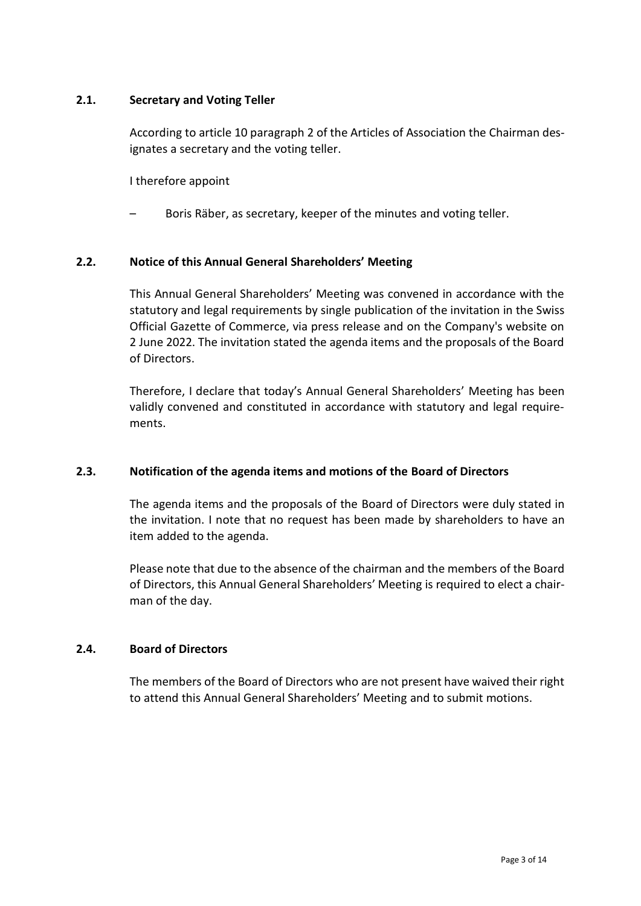## 2.1. Secretary and Voting Teller

According to article 10 paragraph 2 of the Articles of Association the Chairman designates a secretary and the voting teller.

I therefore appoint

– Boris Räber, as secretary, keeper of the minutes and voting teller.

## 2.2. Notice of this Annual General Shareholders' Meeting

This Annual General Shareholders' Meeting was convened in accordance with the statutory and legal requirements by single publication of the invitation in the Swiss Official Gazette of Commerce, via press release and on the Company's website on 2 June 2022. The invitation stated the agenda items and the proposals of the Board of Directors.

Therefore, I declare that today's Annual General Shareholders' Meeting has been validly convened and constituted in accordance with statutory and legal requirements.

## 2.3. Notification of the agenda items and motions of the Board of Directors

The agenda items and the proposals of the Board of Directors were duly stated in the invitation. I note that no request has been made by shareholders to have an item added to the agenda.

Please note that due to the absence of the chairman and the members of the Board of Directors, this Annual General Shareholders' Meeting is required to elect a chairman of the day.

## 2.4. Board of Directors

The members of the Board of Directors who are not present have waived their right to attend this Annual General Shareholders' Meeting and to submit motions.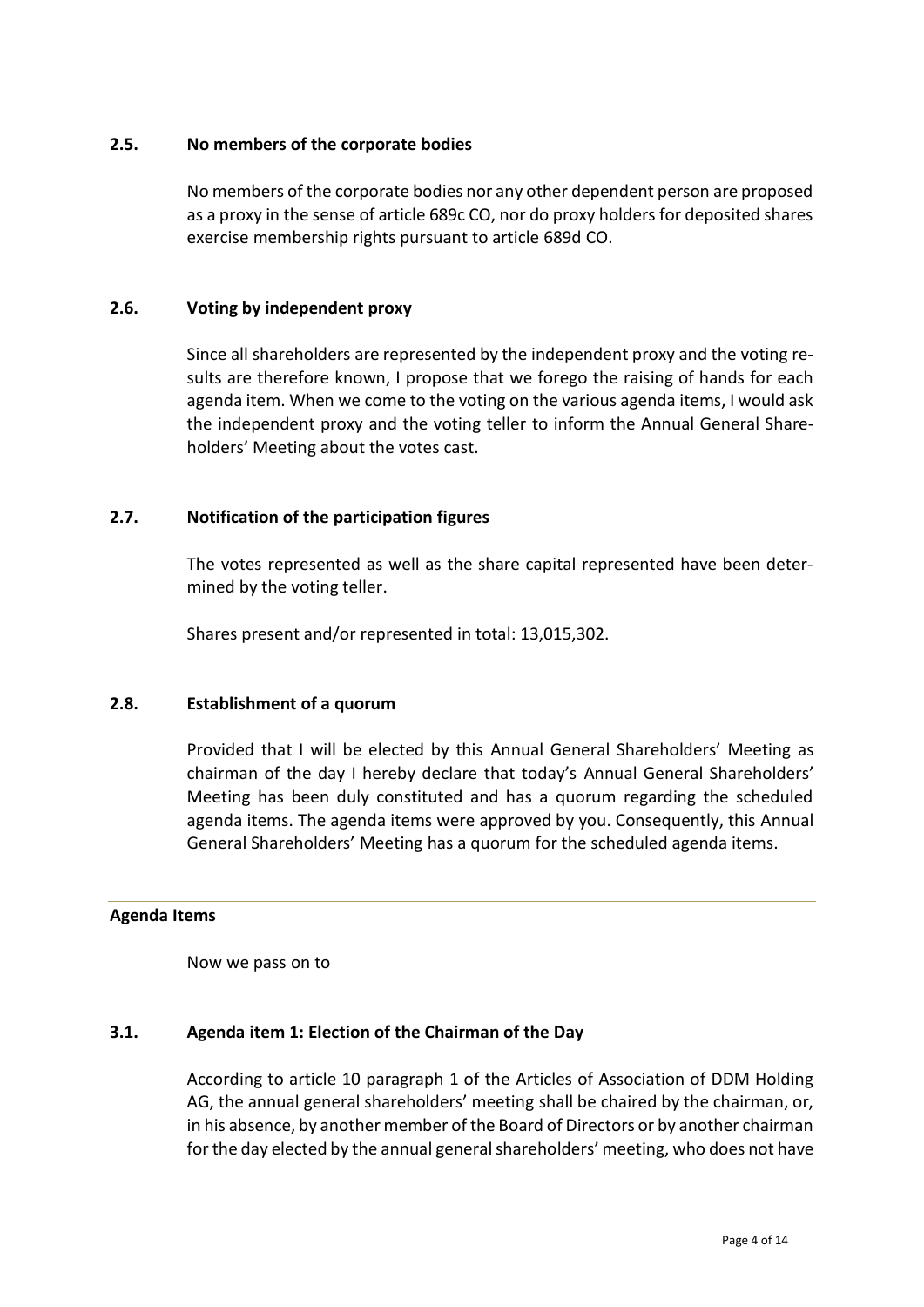### 2.5. No members of the corporate bodies

No members of the corporate bodies nor any other dependent person are proposed as a proxy in the sense of article 689c CO, nor do proxy holders for deposited shares exercise membership rights pursuant to article 689d CO.

### 2.6. Voting by independent proxy

Since all shareholders are represented by the independent proxy and the voting results are therefore known, I propose that we forego the raising of hands for each agenda item. When we come to the voting on the various agenda items, I would ask the independent proxy and the voting teller to inform the Annual General Shareholders' Meeting about the votes cast.

### 2.7. Notification of the participation figures

The votes represented as well as the share capital represented have been determined by the voting teller.

Shares present and/or represented in total: 13,015,302.

### 2.8. Establishment of a quorum

Provided that I will be elected by this Annual General Shareholders' Meeting as chairman of the day I hereby declare that today's Annual General Shareholders' Meeting has been duly constituted and has a quorum regarding the scheduled agenda items. The agenda items were approved by you. Consequently, this Annual General Shareholders' Meeting has a quorum for the scheduled agenda items.

## Agenda Items

Now we pass on to

### 3.1. Agenda item 1: Election of the Chairman of the Day

According to article 10 paragraph 1 of the Articles of Association of DDM Holding AG, the annual general shareholders' meeting shall be chaired by the chairman, or, in his absence, by another member of the Board of Directors or by another chairman for the day elected by the annual general shareholders' meeting, who does not have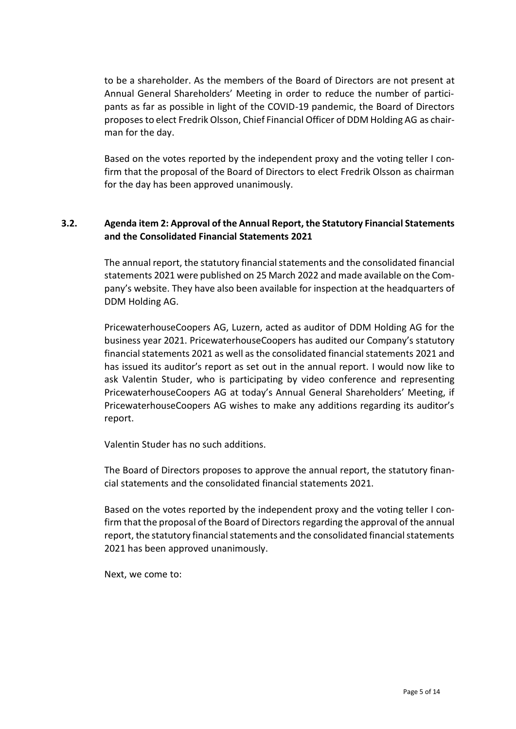to be a shareholder. As the members of the Board of Directors are not present at Annual General Shareholders' Meeting in order to reduce the number of participants as far as possible in light of the COVID-19 pandemic, the Board of Directors proposes to elect Fredrik Olsson, Chief Financial Officer of DDM Holding AG as chairman for the day.

Based on the votes reported by the independent proxy and the voting teller I confirm that the proposal of the Board of Directors to elect Fredrik Olsson as chairman for the day has been approved unanimously.

### 3.2. Agenda item 2: Approval of the Annual Report, the Statutory Financial Statements and the Consolidated Financial Statements 2021

The annual report, the statutory financial statements and the consolidated financial statements 2021 were published on 25 March 2022 and made available on the Company's website. They have also been available for inspection at the headquarters of DDM Holding AG.

PricewaterhouseCoopers AG, Luzern, acted as auditor of DDM Holding AG for the business year 2021. PricewaterhouseCoopers has audited our Company's statutory financial statements 2021 as well as the consolidated financial statements 2021 and has issued its auditor's report as set out in the annual report. I would now like to ask Valentin Studer, who is participating by video conference and representing PricewaterhouseCoopers AG at today's Annual General Shareholders' Meeting, if PricewaterhouseCoopers AG wishes to make any additions regarding its auditor's report.

Valentin Studer has no such additions.

The Board of Directors proposes to approve the annual report, the statutory financial statements and the consolidated financial statements 2021.

Based on the votes reported by the independent proxy and the voting teller I confirm that the proposal of the Board of Directors regarding the approval of the annual report, the statutory financial statements and the consolidated financial statements 2021 has been approved unanimously.

Next, we come to: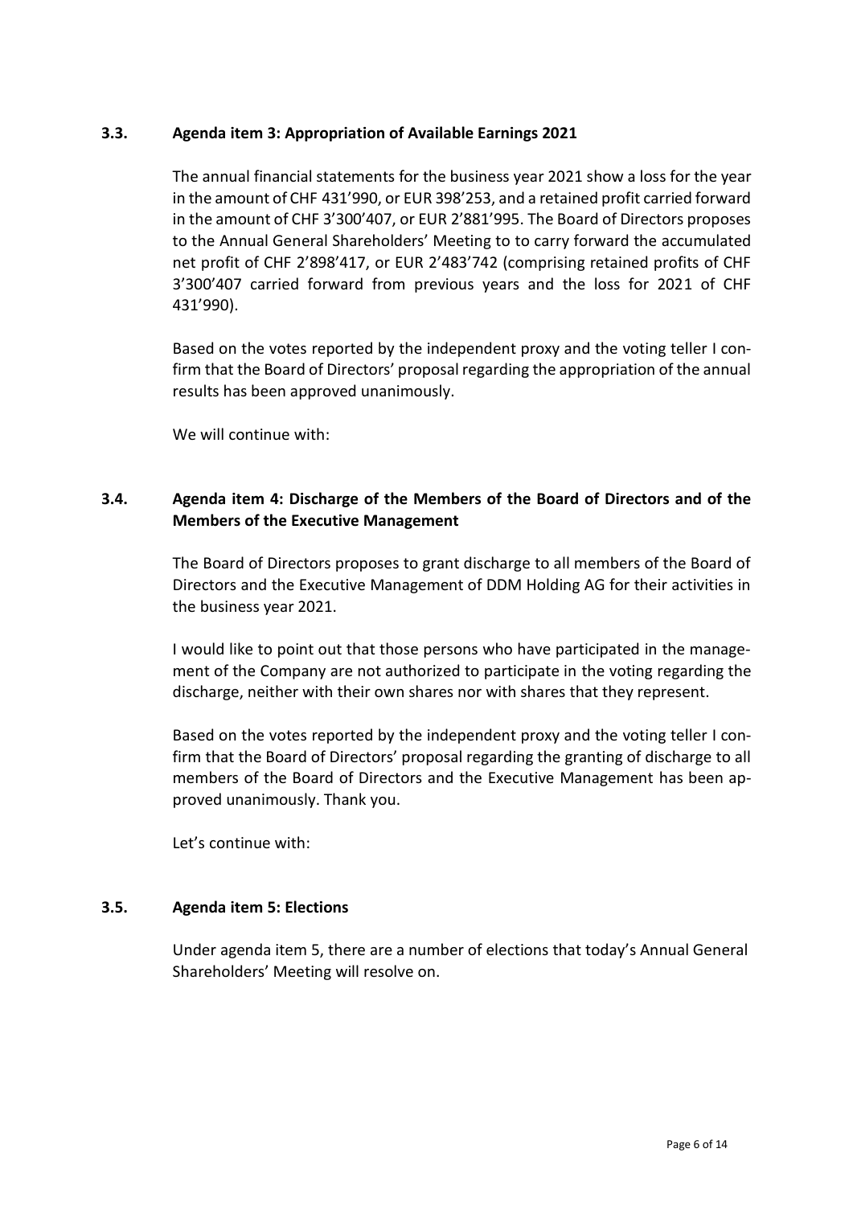### 3.3. Agenda item 3: Appropriation of Available Earnings 2021

The annual financial statements for the business year 2021 show a loss for the year in the amount of CHF 431’990, or EUR 398’253, and a retained profit carried forward in the amount of CHF 3’300’407, or EUR 2’881’995. The Board of Directors proposes to the Annual General Shareholders’ Meeting to to carry forward the accumulated net profit of CHF 2’898’417, or EUR 2’483’742 (comprising retained profits of CHF 3’300’407 carried forward from previous years and the loss for 2021 of CHF 431’990).

Based on the votes reported by the independent proxy and the voting teller I confirm that the Board of Directors’ proposal regarding the appropriation of the annual results has been approved unanimously.

We will continue with:

### 3.4. Agenda item 4: Discharge of the Members of the Board of Directors and of the Members of the Executive Management

The Board of Directors proposes to grant discharge to all members of the Board of Directors and the Executive Management of DDM Holding AG for their activities in the business year 2021.

I would like to point out that those persons who have participated in the management of the Company are not authorized to participate in the voting regarding the discharge, neither with their own shares nor with shares that they represent.

Based on the votes reported by the independent proxy and the voting teller I confirm that the Board of Directors’ proposal regarding the granting of discharge to all members of the Board of Directors and the Executive Management has been approved unanimously. Thank you.

Let’s continue with:

### 3.5. Agenda item 5: Elections

Under agenda item 5, there are a number of elections that today’s Annual General Shareholders’ Meeting will resolve on.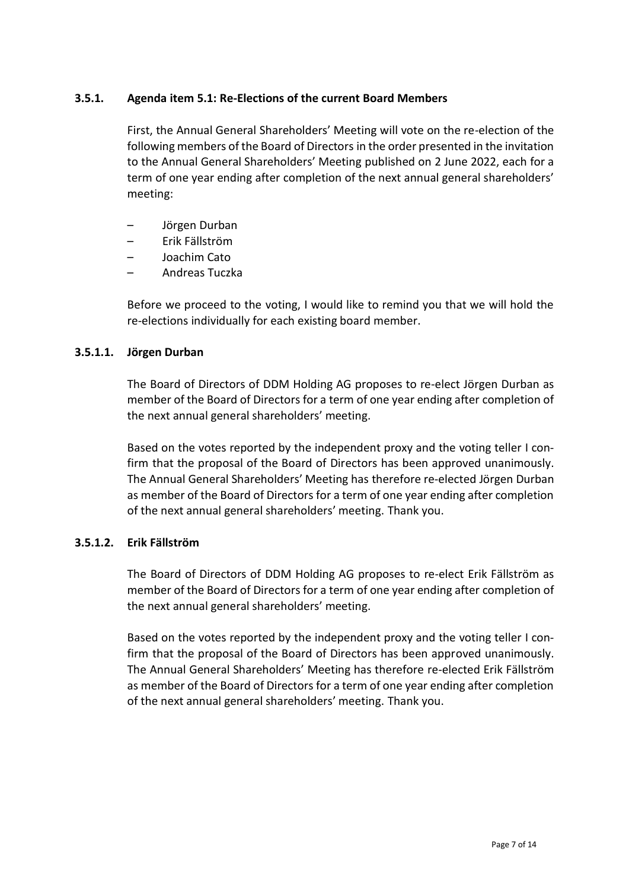### 3.5.1. Agenda item 5.1: Re-Elections of the current Board Members

First, the Annual General Shareholders' Meeting will vote on the re-election of the following members of the Board of Directors in the order presented in the invitation to the Annual General Shareholders' Meeting published on 2 June 2022, each for a term of one year ending after completion of the next annual general shareholders' meeting:

- Jörgen Durban
- Erik Fällström
- Joachim Cato
- Andreas Tuczka

Before we proceed to the voting, I would like to remind you that we will hold the re-elections individually for each existing board member.

#### 3.5.1.1. Jörgen Durban

The Board of Directors of DDM Holding AG proposes to re-elect Jörgen Durban as member of the Board of Directors for a term of one year ending after completion of the next annual general shareholders' meeting.

Based on the votes reported by the independent proxy and the voting teller I confirm that the proposal of the Board of Directors has been approved unanimously. The Annual General Shareholders' Meeting has therefore re-elected Jörgen Durban as member of the Board of Directors for a term of one year ending after completion of the next annual general shareholders' meeting. Thank you.

#### 3.5.1.2. Erik Fällström

The Board of Directors of DDM Holding AG proposes to re-elect Erik Fällström as member of the Board of Directors for a term of one year ending after completion of the next annual general shareholders' meeting.

Based on the votes reported by the independent proxy and the voting teller I confirm that the proposal of the Board of Directors has been approved unanimously. The Annual General Shareholders' Meeting has therefore re-elected Erik Fällström as member of the Board of Directors for a term of one year ending after completion of the next annual general shareholders' meeting. Thank you.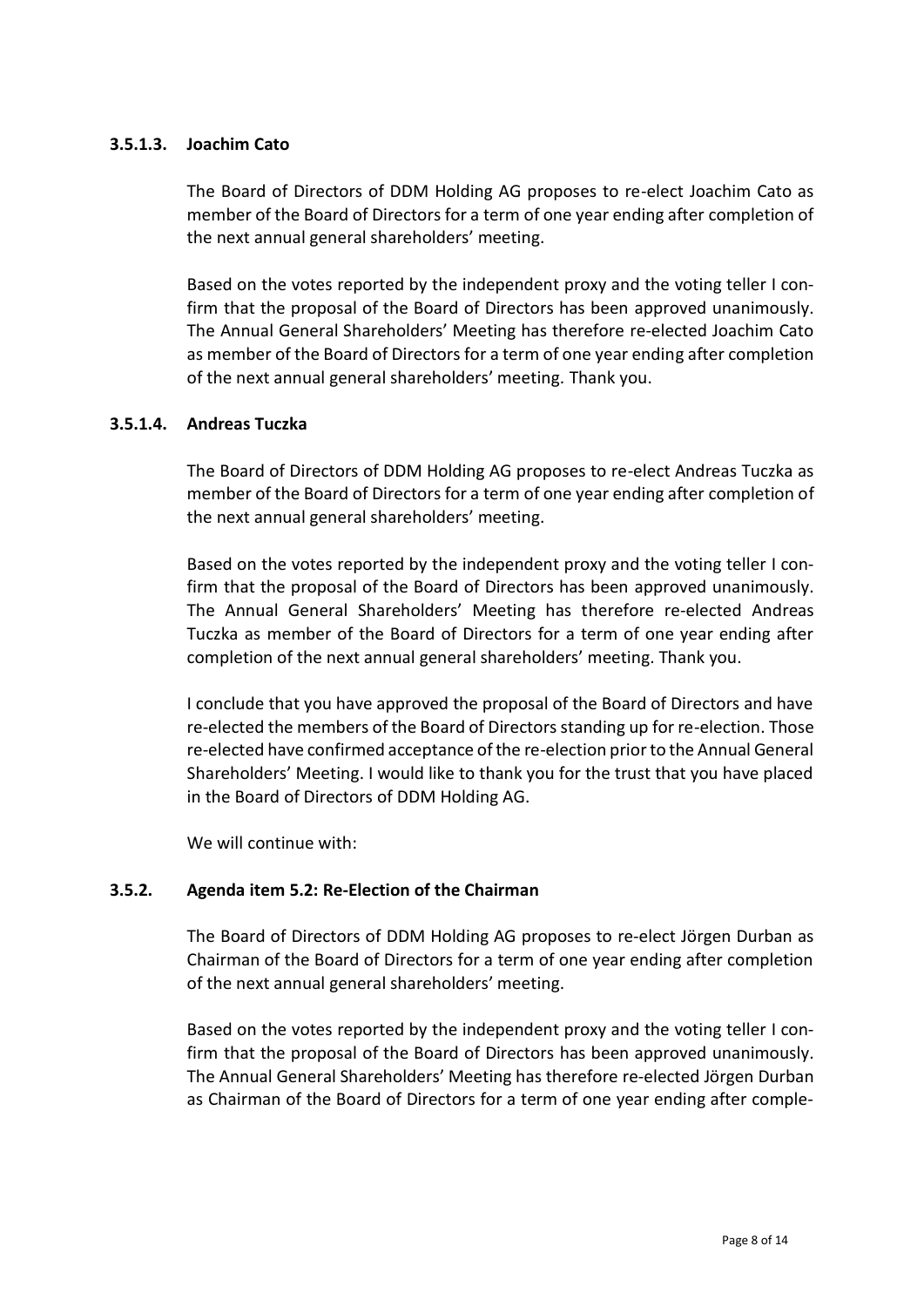#### 3.5.1.3. Joachim Cato

The Board of Directors of DDM Holding AG proposes to re-elect Joachim Cato as member of the Board of Directors for a term of one year ending after completion of the next annual general shareholders' meeting.

Based on the votes reported by the independent proxy and the voting teller I confirm that the proposal of the Board of Directors has been approved unanimously. The Annual General Shareholders' Meeting has therefore re-elected Joachim Cato as member of the Board of Directors for a term of one year ending after completion of the next annual general shareholders' meeting. Thank you.

#### 3.5.1.4. Andreas Tuczka

The Board of Directors of DDM Holding AG proposes to re-elect Andreas Tuczka as member of the Board of Directors for a term of one year ending after completion of the next annual general shareholders' meeting.

Based on the votes reported by the independent proxy and the voting teller I confirm that the proposal of the Board of Directors has been approved unanimously. The Annual General Shareholders' Meeting has therefore re-elected Andreas Tuczka as member of the Board of Directors for a term of one year ending after completion of the next annual general shareholders' meeting. Thank you.

I conclude that you have approved the proposal of the Board of Directors and have re-elected the members of the Board of Directors standing up for re-election. Those re-elected have confirmed acceptance of the re-election prior to the Annual General Shareholders' Meeting. I would like to thank you for the trust that you have placed in the Board of Directors of DDM Holding AG.

We will continue with:

### 3.5.2. Agenda item 5.2: Re-Election of the Chairman

The Board of Directors of DDM Holding AG proposes to re-elect Jörgen Durban as Chairman of the Board of Directors for a term of one year ending after completion of the next annual general shareholders' meeting.

Based on the votes reported by the independent proxy and the voting teller I confirm that the proposal of the Board of Directors has been approved unanimously. The Annual General Shareholders' Meeting has therefore re-elected Jörgen Durban as Chairman of the Board of Directors for a term of one year ending after comple-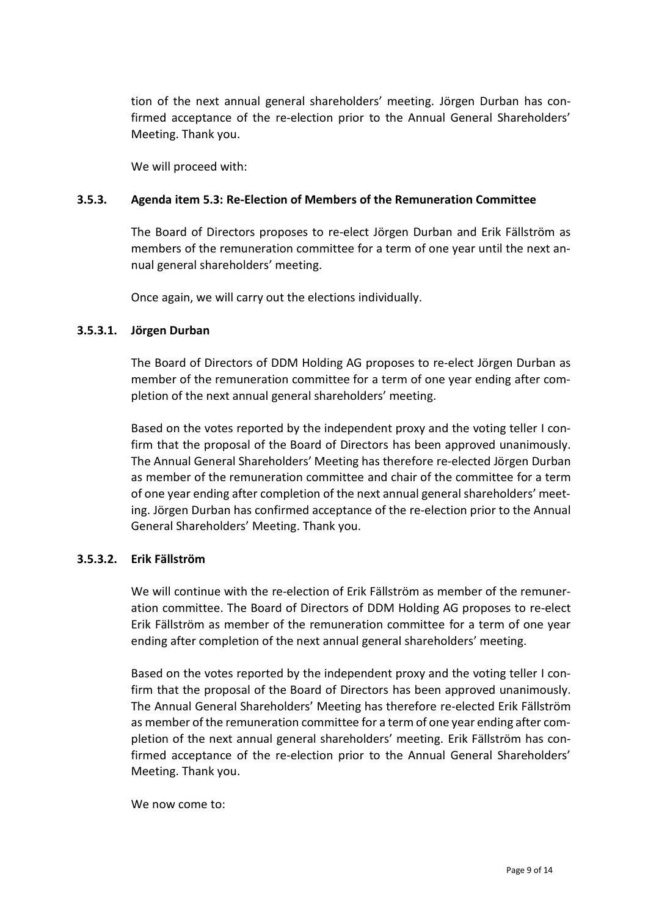tion of the next annual general shareholders' meeting. Jörgen Durban has confirmed acceptance of the re-election prior to the Annual General Shareholders' Meeting. Thank you.

We will proceed with:

### 3.5.3. Agenda item 5.3: Re-Election of Members of the Remuneration Committee

The Board of Directors proposes to re-elect Jörgen Durban and Erik Fällström as members of the remuneration committee for a term of one year until the next annual general shareholders' meeting.

Once again, we will carry out the elections individually.

#### 3.5.3.1. Jörgen Durban

The Board of Directors of DDM Holding AG proposes to re-elect Jörgen Durban as member of the remuneration committee for a term of one year ending after completion of the next annual general shareholders' meeting.

Based on the votes reported by the independent proxy and the voting teller I confirm that the proposal of the Board of Directors has been approved unanimously. The Annual General Shareholders' Meeting has therefore re-elected Jörgen Durban as member of the remuneration committee and chair of the committee for a term of one year ending after completion of the next annual general shareholders' meeting. Jörgen Durban has confirmed acceptance of the re-election prior to the Annual General Shareholders' Meeting. Thank you.

#### 3.5.3.2. Erik Fällström

We will continue with the re-election of Erik Fällström as member of the remuneration committee. The Board of Directors of DDM Holding AG proposes to re-elect Erik Fällström as member of the remuneration committee for a term of one year ending after completion of the next annual general shareholders' meeting.

Based on the votes reported by the independent proxy and the voting teller I confirm that the proposal of the Board of Directors has been approved unanimously. The Annual General Shareholders' Meeting has therefore re-elected Erik Fällström as member of the remuneration committee for a term of one year ending after completion of the next annual general shareholders' meeting. Erik Fällström has confirmed acceptance of the re-election prior to the Annual General Shareholders' Meeting. Thank you.

We now come to: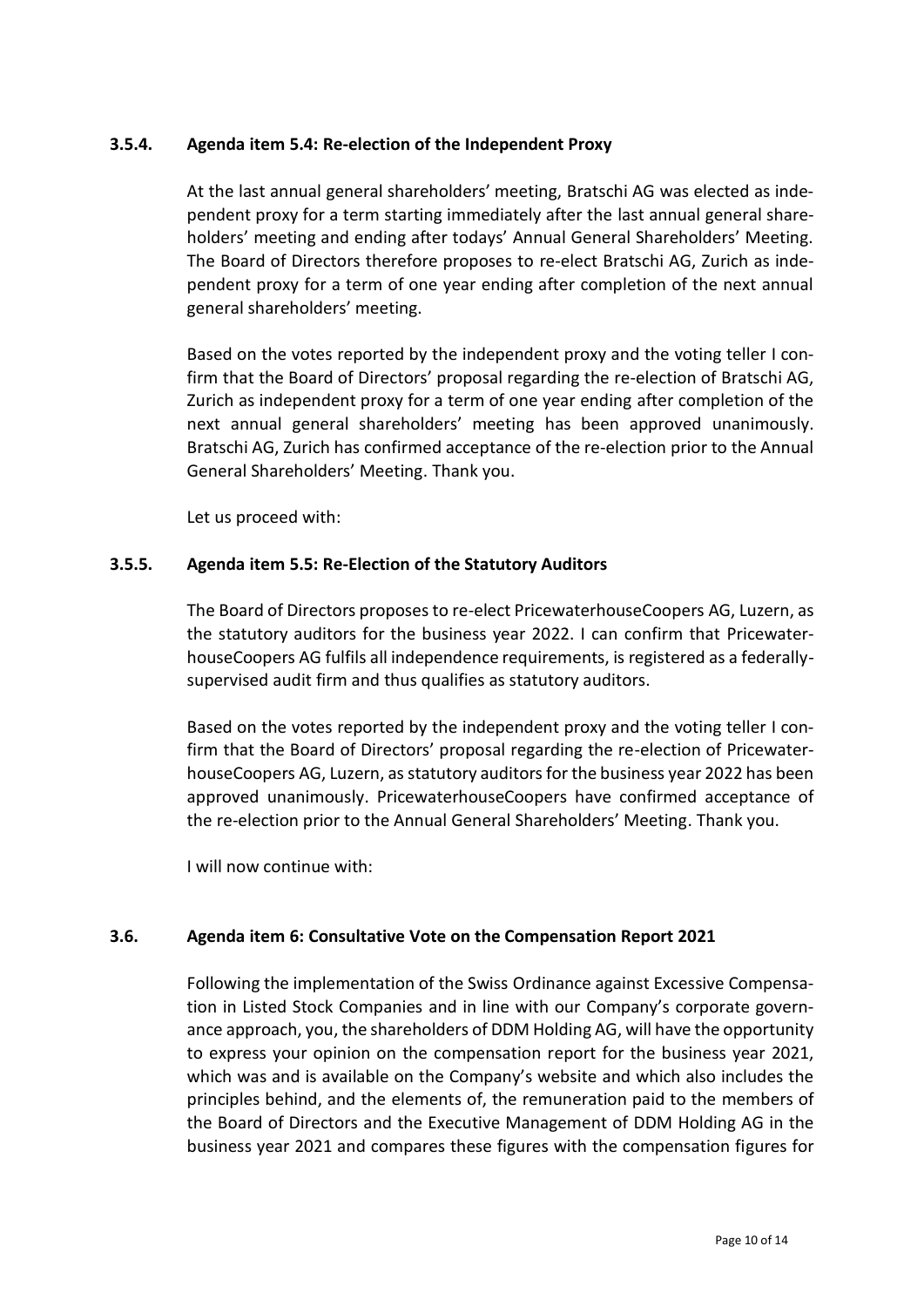### 3.5.4. Agenda item 5.4: Re-election of the Independent Proxy

At the last annual general shareholders' meeting, Bratschi AG was elected as independent proxy for a term starting immediately after the last annual general shareholders' meeting and ending after todays' Annual General Shareholders' Meeting. The Board of Directors therefore proposes to re-elect Bratschi AG, Zurich as independent proxy for a term of one year ending after completion of the next annual general shareholders' meeting.

Based on the votes reported by the independent proxy and the voting teller I confirm that the Board of Directors' proposal regarding the re-election of Bratschi AG, Zurich as independent proxy for a term of one year ending after completion of the next annual general shareholders' meeting has been approved unanimously. Bratschi AG, Zurich has confirmed acceptance of the re-election prior to the Annual General Shareholders' Meeting. Thank you.

Let us proceed with:

### 3.5.5. Agenda item 5.5: Re-Election of the Statutory Auditors

The Board of Directors proposes to re-elect PricewaterhouseCoopers AG, Luzern, as the statutory auditors for the business year 2022. I can confirm that PricewaterhouseCoopers AG fulfils all independence requirements, is registered as a federally-supervised audit firm and thus qualifies as statutory auditors.

Based on the votes reported by the independent proxy and the voting teller I confirm that the Board of Directors' proposal regarding the re-election of PricewaterhouseCoopers AG, Luzern, as statutory auditors for the business year 2022 has been approved unanimously. PricewaterhouseCoopers have confirmed acceptance of the re-election prior to the Annual General Shareholders' Meeting. Thank you.

I will now continue with:

## 3.6. Agenda item 6: Consultative Vote on the Compensation Report 2021

Following the implementation of the Swiss Ordinance against Excessive Compensation in Listed Stock Companies and in line with our Company's corporate governance approach, you, the shareholders of DDM Holding AG, will have the opportunity to express your opinion on the compensation report for the business year 2021, which was and is available on the Company's website and which also includes the principles behind, and the elements of, the remuneration paid to the members of the Board of Directors and the Executive Management of DDM Holding AG in the business year 2021 and compares these figures with the compensation figures for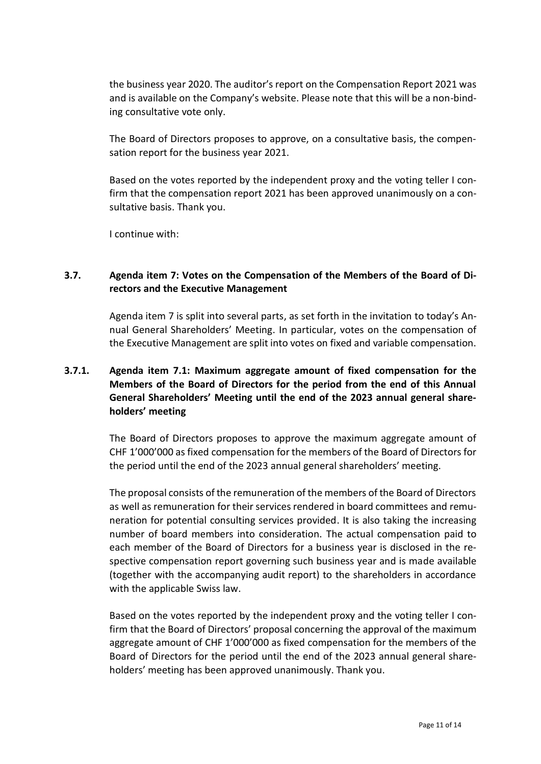the business year 2020. The auditor's report on the Compensation Report 2021 was and is available on the Company's website. Please note that this will be a non-binding consultative vote only.

The Board of Directors proposes to approve, on a consultative basis, the compensation report for the business year 2021.

Based on the votes reported by the independent proxy and the voting teller I confirm that the compensation report 2021 has been approved unanimously on a consultative basis. Thank you.

I continue with:

### 3.7. Agenda item 7: Votes on the Compensation of the Members of the Board of Directors and the Executive Management

Agenda item 7 is split into several parts, as set forth in the invitation to today's Annual General Shareholders' Meeting. In particular, votes on the compensation of the Executive Management are split into votes on fixed and variable compensation.

#### 3.7.1. Agenda item 7.1: Maximum aggregate amount of fixed compensation for the Members of the Board of Directors for the period from the end of this Annual General Shareholders' Meeting until the end of the 2023 annual general shareholders' meeting

The Board of Directors proposes to approve the maximum aggregate amount of CHF 1'000'000 as fixed compensation for the members of the Board of Directors for the period until the end of the 2023 annual general shareholders' meeting.

The proposal consists of the remuneration of the members of the Board of Directors as well as remuneration for their services rendered in board committees and remuneration for potential consulting services provided. It is also taking the increasing number of board members into consideration. The actual compensation paid to each member of the Board of Directors for a business year is disclosed in the respective compensation report governing such business year and is made available (together with the accompanying audit report) to the shareholders in accordance with the applicable Swiss law.

Based on the votes reported by the independent proxy and the voting teller I confirm that the Board of Directors' proposal concerning the approval of the maximum aggregate amount of CHF 1'000'000 as fixed compensation for the members of the Board of Directors for the period until the end of the 2023 annual general shareholders' meeting has been approved unanimously. Thank you.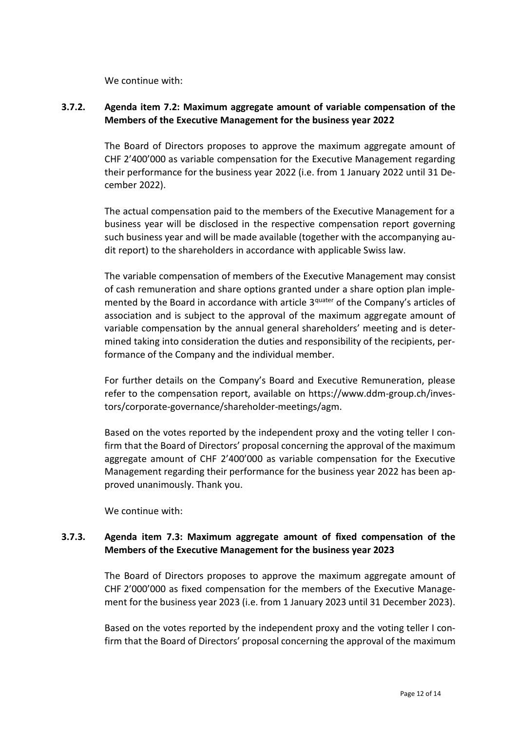We continue with:

### 3.7.2. Agenda item 7.2: Maximum aggregate amount of variable compensation of the Members of the Executive Management for the business year 2022

The Board of Directors proposes to approve the maximum aggregate amount of CHF 2'400'000 as variable compensation for the Executive Management regarding their performance for the business year 2022 (i.e. from 1 January 2022 until 31 December 2022).

The actual compensation paid to the members of the Executive Management for a business year will be disclosed in the respective compensation report governing such business year and will be made available (together with the accompanying audit report) to the shareholders in accordance with applicable Swiss law.

The variable compensation of members of the Executive Management may consist of cash remuneration and share options granted under a share option plan implemented by the Board in accordance with article 3quater of the Company's articles of association and is subject to the approval of the maximum aggregate amount of variable compensation by the annual general shareholders' meeting and is determined taking into consideration the duties and responsibility of the recipients, performance of the Company and the individual member.

For further details on the Company's Board and Executive Remuneration, please refer to the compensation report, available on https://www.ddm-group.ch/investors/corporate-governance/shareholder-meetings/agm.

Based on the votes reported by the independent proxy and the voting teller I confirm that the Board of Directors' proposal concerning the approval of the maximum aggregate amount of CHF 2'400'000 as variable compensation for the Executive Management regarding their performance for the business year 2022 has been approved unanimously. Thank you.

We continue with:

### 3.7.3. Agenda item 7.3: Maximum aggregate amount of fixed compensation of the Members of the Executive Management for the business year 2023

The Board of Directors proposes to approve the maximum aggregate amount of CHF 2'000'000 as fixed compensation for the members of the Executive Management for the business year 2023 (i.e. from 1 January 2023 until 31 December 2023).

Based on the votes reported by the independent proxy and the voting teller I confirm that the Board of Directors' proposal concerning the approval of the maximum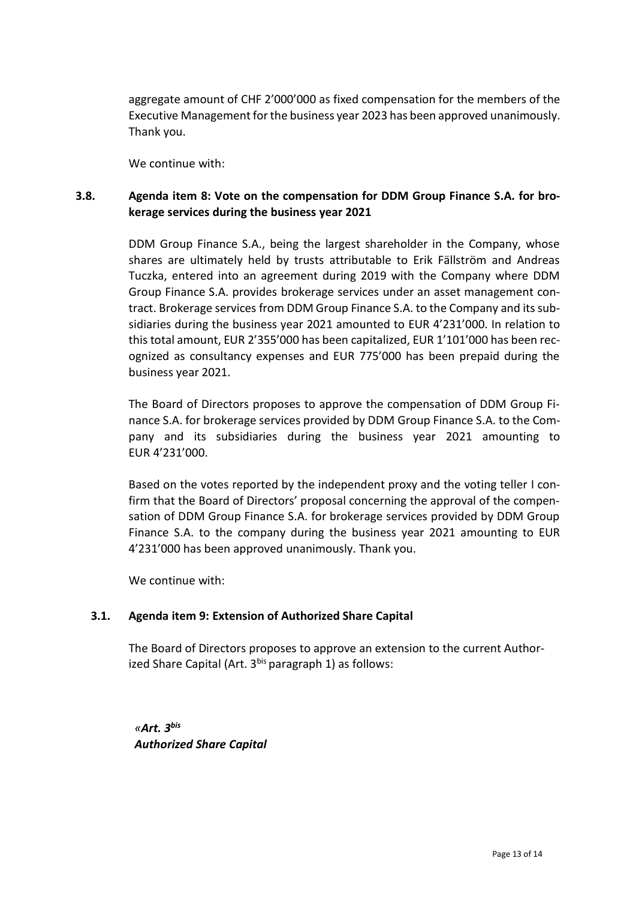aggregate amount of CHF 2'000'000 as fixed compensation for the members of the Executive Management for the business year 2023 has been approved unanimously. Thank you.

We continue with:

### 3.8. Agenda item 8: Vote on the compensation for DDM Group Finance S.A. for brokerage services during the business year 2021

DDM Group Finance S.A., being the largest shareholder in the Company, whose shares are ultimately held by trusts attributable to Erik Fällström and Andreas Tuczka, entered into an agreement during 2019 with the Company where DDM Group Finance S.A. provides brokerage services under an asset management contract. Brokerage services from DDM Group Finance S.A. to the Company and its subsidiaries during the business year 2021 amounted to EUR 4'231'000. In relation to this total amount, EUR 2'355'000 has been capitalized, EUR 1'101'000 has been recognized as consultancy expenses and EUR 775'000 has been prepaid during the business year 2021.

The Board of Directors proposes to approve the compensation of DDM Group Finance S.A. for brokerage services provided by DDM Group Finance S.A. to the Company and its subsidiaries during the business year 2021 amounting to EUR 4'231'000.

Based on the votes reported by the independent proxy and the voting teller I confirm that the Board of Directors' proposal concerning the approval of the compensation of DDM Group Finance S.A. for brokerage services provided by DDM Group Finance S.A. to the company during the business year 2021 amounting to EUR 4'231'000 has been approved unanimously. Thank you.

We continue with:

### 3.1. Agenda item 9: Extension of Authorized Share Capital

The Board of Directors proposes to approve an extension to the current Authorized Share Capital (Art. 3[bis] paragraph 1) as follows:

*«**Art. 3[bis]***
***Authorized Share Capital***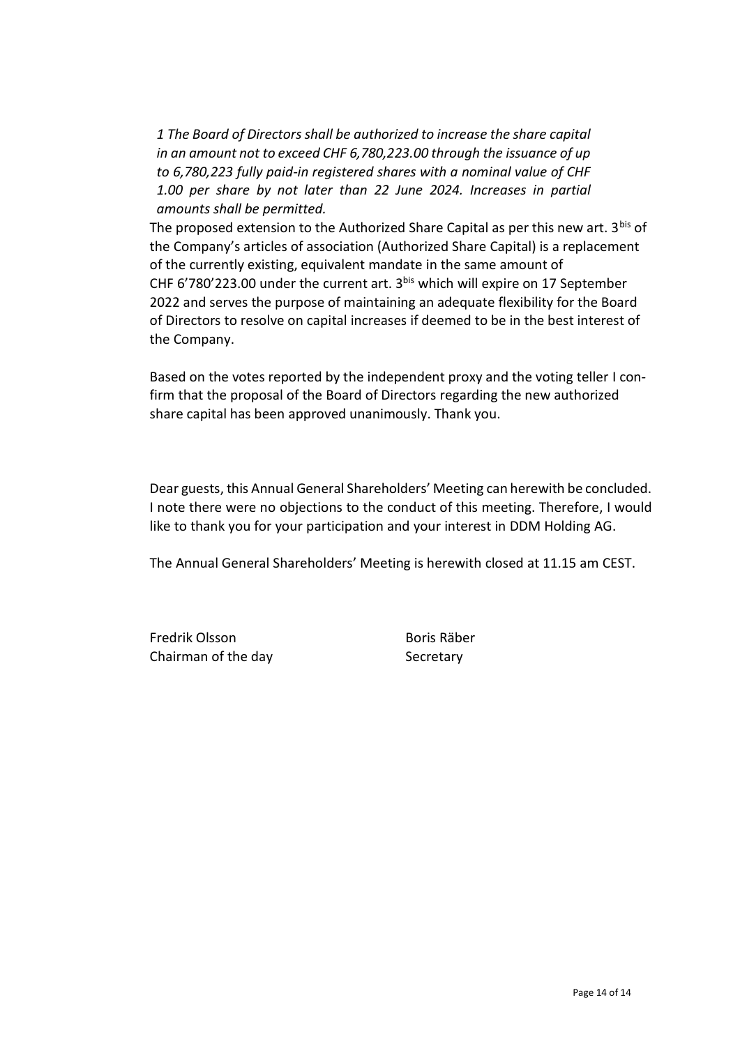*1 The Board of Directors shall be authorized to increase the share capital in an amount not to exceed CHF 6,780,223.00 through the issuance of up to 6,780,223 fully paid-in registered shares with a nominal value of CHF 1.00 per share by not later than 22 June 2024. Increases in partial amounts shall be permitted.*

The proposed extension to the Authorized Share Capital as per this new art. 3[bis] of the Company's articles of association (Authorized Share Capital) is a replacement of the currently existing, equivalent mandate in the same amount of CHF 6'780'223.00 under the current art. 3[bis] which will expire on 17 September 2022 and serves the purpose of maintaining an adequate flexibility for the Board of Directors to resolve on capital increases if deemed to be in the best interest of the Company.

Based on the votes reported by the independent proxy and the voting teller I confirm that the proposal of the Board of Directors regarding the new authorized share capital has been approved unanimously. Thank you.

Dear guests, this Annual General Shareholders' Meeting can herewith be concluded. I note there were no objections to the conduct of this meeting. Therefore, I would like to thank you for your participation and your interest in DDM Holding AG.

The Annual General Shareholders' Meeting is herewith closed at 11.15 am CEST.

Fredrik Olsson
Chairman of the day

Boris Räber
Secretary